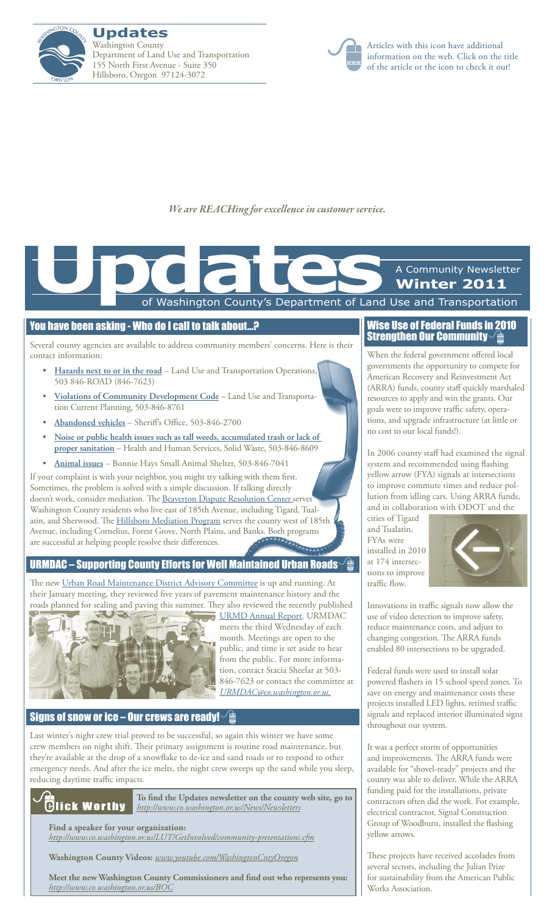# Updates

Washington County
Department of Land Use and Transportation
155 North First Avenue - Suite 350
Hillsboro, Oregon 97124-3072

Articles with this icon have additional information on the web. Click on the title of the article or the icon to check it out!

*We are REACHing for excellence in customer service.*

# Updates

A Community Newsletter
**Winter 2011**
of Washington County's Department of Land Use and Transportation

## You have been asking - Who do I call to talk about...?

Several county agencies are available to address community members' concerns. Here is their contact information:

- **Hazards next to or in the road** – Land Use and Transportation Operations, 503 846-ROAD (846-7623)
- **Violations of Community Development Code** – Land Use and Transportation Current Planning, 503-846-8761
- **Abandoned vehicles** – Sheriff's Office, 503-846-2700
- **Noise or public health issues such as tall weeds, accumulated trash or lack of proper sanitation** – Health and Human Services, Solid Waste, 503-846-8609
- **Animal issues** – Bonnie Hays Small Animal Shelter, 503-846-7041

If your complaint is with your neighbor, you might try talking with them first. Sometimes, the problem is solved with a simple discussion. If talking directly doesn't work, consider mediation. The Beaverton Dispute Resolution Center serves Washington County residents who live east of 185th Avenue, including Tigard, Tualatin, and Sherwood. The Hillsboro Mediation Program serves the county west of 185th Avenue, including Cornelius, Forest Grove, North Plains, and Banks. Both programs are successful at helping people resolve their differences.

## URMDAC – Supporting County Efforts for Well Maintained Urban Roads

The new Urban Road Maintenance District Advisory Committee is up and running. At their January meeting, they reviewed five years of pavement maintenance history and the roads planned for sealing and paving this summer. They also reviewed the recently published URMD Annual Report. URMDAC meets the third Wednesday of each month. Meetings are open to the public, and time is set aside to hear from the public. For more information, contact Stacia Sheelar at 503-846-7623 or contact the committee at *URMDAC@co.washington.or.us.*

## Signs of snow or ice – Our crews are ready!

Last winter's night crew trial proved to be successful, so again this winter we have some crew members on night shift. Their primary assignment is routine road maintenance, but they're available at the drop of a snowflake to de-ice and sand roads or to respond to other emergency needs. And after the ice melts, the night crew sweeps up the sand while you sleep, reducing daytime traffic impacts.

### Click Worthy

**To find the Updates newsletter on the county web site, go to** *http://www.co.washington.or.us/News/Newsletters*

**Find a speaker for your organization:**
*http://www.co.washington.or.us/LUT/GetInvolved/community-presentations.cfm*

**Washington County Videos:** *www.youtube.com/WashingtonCntyOregon*

**Meet the new Washington County Commissioners and find out who represents you:** *http://www.co.washington.or.us/BOC*

## Wise Use of Federal Funds in 2010 Strengthen Our Community

When the federal government offered local governments the opportunity to compete for American Recovery and Reinvestment Act (ARRA) funds, county staff quickly marshaled resources to apply and win the grants. Our goals were to improve traffic safety, operations, and upgrade infrastructure (at little or no cost to our local funds!).

In 2006 county staff had examined the signal system and recommended using flashing yellow arrow (FYA) signals at intersections to improve commute times and reduce pollution from idling cars. Using ARRA funds, and in collaboration with ODOT and the cities of Tigard and Tualatin, FYAs were installed in 2010 at 174 intersections to improve traffic flow.

Innovations in traffic signals now allow the use of video detection to improve safety, reduce maintenance costs, and adjust to changing congestion. The ARRA funds enabled 80 intersections to be upgraded.

Federal funds were used to install solar powered flashers in 15 school speed zones. To save on energy and maintenance costs these projects installed LED lights, retimed traffic signals and replaced interior illuminated signs throughout our system.

It was a perfect storm of opportunities and improvements. The ARRA funds were available for "shovel-ready" projects and the county was able to deliver. While the ARRA funding paid for the installations, private contractors often did the work. For example, electrical contractor, Signal Construction Group of Woodburn, installed the flashing yellow arrows.

These projects have received accolades from several sectors, including the Julian Prize for sustainability from the American Public Works Association.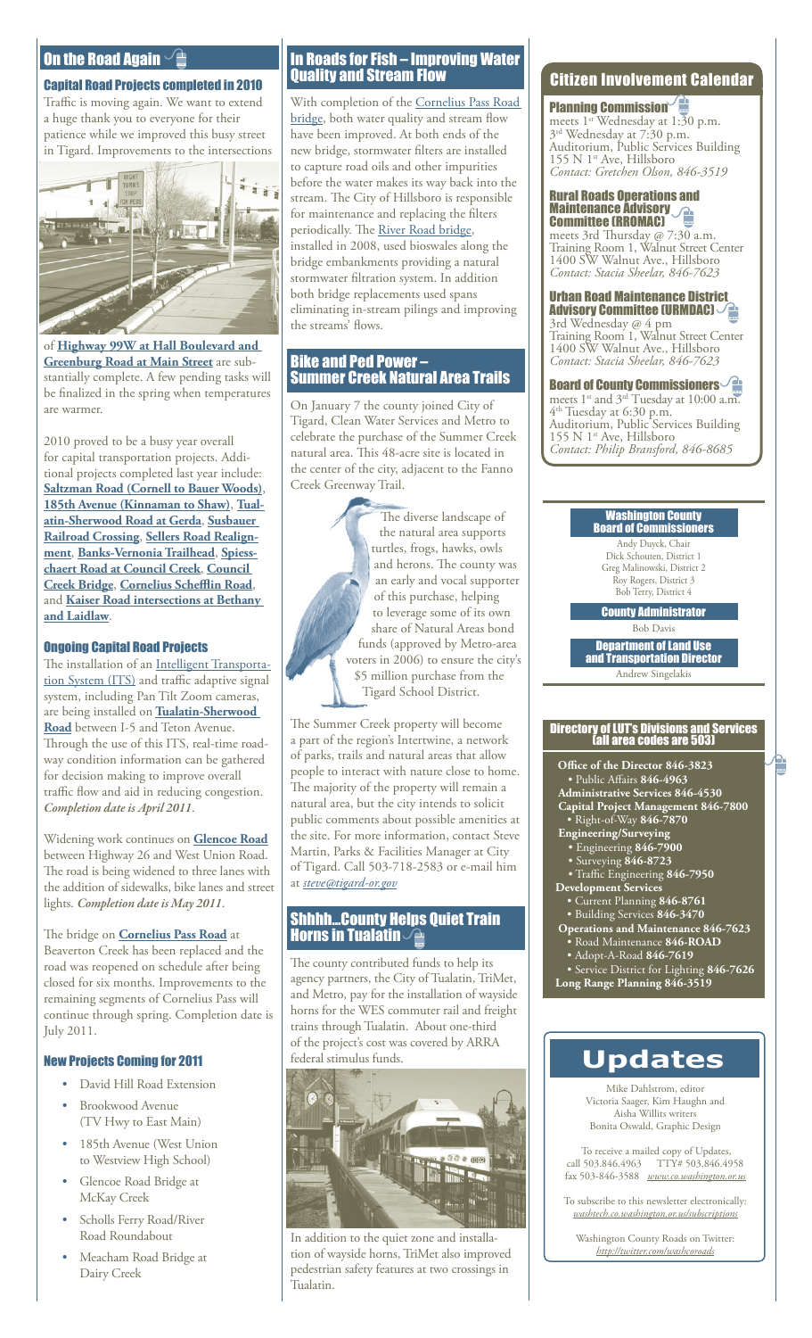## On the Road Again

### Capital Road Projects completed in 2010

Traffic is moving again. We want to extend a huge thank you to everyone for their patience while we improved this busy street in Tigard. Improvements to the intersections of **Highway 99W at Hall Boulevard and Greenburg Road at Main Street** are substantially complete. A few pending tasks will be finalized in the spring when temperatures are warmer.

2010 proved to be a busy year overall for capital transportation projects. Additional projects completed last year include: **Saltzman Road (Cornell to Bauer Woods)**, **185th Avenue (Kinnaman to Shaw)**, **Tualatin-Sherwood Road at Gerda**, **Susbauer Railroad Crossing**, **Sellers Road Realignment**, **Banks-Vernonia Trailhead**, **Spiesschaert Road at Council Creek**, **Council Creek Bridge**, **Cornelius Schefflin Road**, and **Kaiser Road intersections at Bethany and Laidlaw**.

### Ongoing Capital Road Projects

The installation of an Intelligent Transportation System (ITS) and traffic adaptive signal system, including Pan Tilt Zoom cameras, are being installed on **Tualatin-Sherwood Road** between I-5 and Teton Avenue. Through the use of this ITS, real-time roadway condition information can be gathered for decision making to improve overall traffic flow and aid in reducing congestion. ***Completion date is April 2011***.

Widening work continues on **Glencoe Road** between Highway 26 and West Union Road. The road is being widened to three lanes with the addition of sidewalks, bike lanes and street lights. ***Completion date is May 2011***.

The bridge on **Cornelius Pass Road** at Beaverton Creek has been replaced and the road was reopened on schedule after being closed for six months. Improvements to the remaining segments of Cornelius Pass will continue through spring. Completion date is July 2011.

### New Projects Coming for 2011

- David Hill Road Extension
- Brookwood Avenue (TV Hwy to East Main)
- 185th Avenue (West Union to Westview High School)
- Glencoe Road Bridge at McKay Creek
- Scholls Ferry Road/River Road Roundabout
- Meacham Road Bridge at Dairy Creek

## In Roads for Fish – Improving Water Quality and Stream Flow

With completion of the Cornelius Pass Road bridge, both water quality and stream flow have been improved. At both ends of the new bridge, stormwater filters are installed to capture road oils and other impurities before the water makes its way back into the stream. The City of Hillsboro is responsible for maintenance and replacing the filters periodically. The River Road bridge, installed in 2008, used bioswales along the bridge embankments providing a natural stormwater filtration system. In addition both bridge replacements used spans eliminating in-stream pilings and improving the streams' flows.

## Bike and Ped Power – Summer Creek Natural Area Trails

On January 7 the county joined City of Tigard, Clean Water Services and Metro to celebrate the purchase of the Summer Creek natural area. This 48-acre site is located in the center of the city, adjacent to the Fanno Creek Greenway Trail.

The diverse landscape of the natural area supports turtles, frogs, hawks, owls and herons. The county was an early and vocal supporter of this purchase, helping to leverage some of its own share of Natural Areas bond funds (approved by Metro-area voters in 2006) to ensure the city's $5 million purchase from the Tigard School District.

The Summer Creek property will become a part of the region's Intertwine, a network of parks, trails and natural areas that allow people to interact with nature close to home. The majority of the property will remain a natural area, but the city intends to solicit public comments about possible amenities at the site. For more information, contact Steve Martin, Parks & Facilities Manager at City of Tigard. Call 503-718-2583 or e-mail him at *steve@tigard-or.gov*

## Shhhh...County Helps Quiet Train Horns in Tualatin

The county contributed funds to help its agency partners, the City of Tualatin, TriMet, and Metro, pay for the installation of wayside horns for the WES commuter rail and freight trains through Tualatin. About one-third of the project's cost was covered by ARRA federal stimulus funds.

In addition to the quiet zone and installation of wayside horns, TriMet also improved pedestrian safety features at two crossings in Tualatin.

## Citizen Involvement Calendar

### Planning Commission

meets 1st Wednesday at 1:30 p.m.
3rd Wednesday at 7:30 p.m.
Auditorium, Public Services Building
155 N 1st Ave, Hillsboro
*Contact: Gretchen Olson, 846-3519*

### Rural Roads Operations and Maintenance Advisory Committee (RROMAC)

meets 3rd Thursday @ 7:30 a.m.
Training Room 1, Walnut Street Center
1400 SW Walnut Ave., Hillsboro
*Contact: Stacia Sheelar, 846-7623*

### Urban Road Maintenance District Advisory Committee (URMDAC)

3rd Wednesday @ 4 pm
Training Room 1, Walnut Street Center
1400 SW Walnut Ave., Hillsboro
*Contact: Stacia Sheelar, 846-7623*

### Board of County Commissioners

meets 1st and 3rd Tuesday at 10:00 a.m.
4th Tuesday at 6:30 p.m.
Auditorium, Public Services Building
155 N 1st Ave, Hillsboro
*Contact: Philip Bransford, 846-8685*

### Washington County Board of Commissioners

Andy Duyck, Chair
Dick Schouten, District 1
Greg Malinowski, District 2
Roy Rogers, District 3
Bob Terry, District 4

### County Administrator

Bob Davis

### Department of Land Use and Transportation Director

Andrew Singelakis

### Directory of LUT's Divisions and Services (all area codes are 503)

**Office of the Director 846-3823**
- Public Affairs **846-4963**

**Administrative Services 846-4530**

**Capital Project Management 846-7800**
- Right-of-Way **846-7870**

**Engineering/Surveying**
- Engineering **846-7900**
- Surveying **846-8723**
- Traffic Engineering **846-7950**

**Development Services**
- Current Planning **846-8761**
- Building Services **846-3470**

**Operations and Maintenance 846-7623**
- Road Maintenance **846-ROAD**
- Adopt-A-Road **846-7619**
- Service District for Lighting **846-7626**

**Long Range Planning 846-3519**

# Updates

Mike Dahlstrom, editor
Victoria Saager, Kim Haughn and Aisha Willits writers
Bonita Oswald, Graphic Design

To receive a mailed copy of Updates, call 503.846.4963 TTY# 503.846.4958 fax 503-846-3588 *www.co.washington.or.us*

To subscribe to this newsletter electronically: *washtech.co.washington.or.us/subscriptions*

Washington County Roads on Twitter: *http://twitter.com/washcoroads*